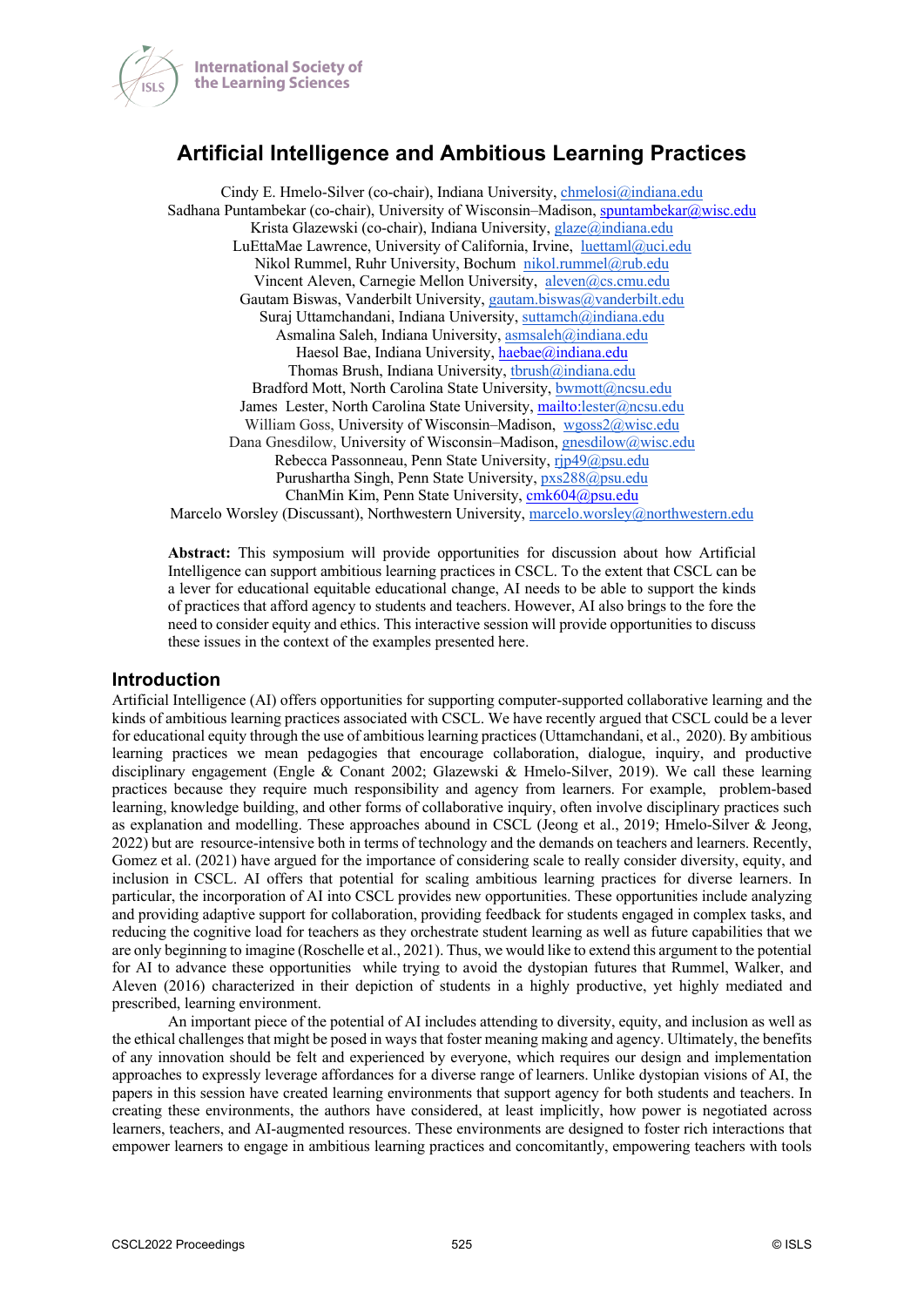# Artificial Intelligence and Ambitious Learning Practices

Cindy E. Hmelo-Silver (co-chair), Indiana University, chmelosi@indiana.edu
Sadhana Puntambekar (co-chair), University of Wisconsin–Madison, spuntambekar@wisc.edu
Krista Glazewski (co-chair), Indiana University, glaze@indiana.edu
LuEttaMae Lawrence, University of California, Irvine, luettaml@uci.edu
Nikol Rummel, Ruhr University, Bochum nikol.rummel@rub.edu
Vincent Aleven, Carnegie Mellon University, aleven@cs.cmu.edu
Gautam Biswas, Vanderbilt University, gautam.biswas@vanderbilt.edu
Suraj Uttamchandani, Indiana University, suttamch@indiana.edu
Asmalina Saleh, Indiana University, asmsaleh@indiana.edu
Haesol Bae, Indiana University, haebae@indiana.edu
Thomas Brush, Indiana University, tbrush@indiana.edu
Bradford Mott, North Carolina State University, bwmott@ncsu.edu
James Lester, North Carolina State University, mailto:lester@ncsu.edu
William Goss, University of Wisconsin–Madison, wgoss2@wisc.edu
Dana Gnesdilow, University of Wisconsin–Madison, gnesdilow@wisc.edu
Rebecca Passonneau, Penn State University, rjp49@psu.edu
Purushartha Singh, Penn State University, pxs288@psu.edu
ChanMin Kim, Penn State University, cmk604@psu.edu
Marcelo Worsley (Discussant), Northwestern University, marcelo.worsley@northwestern.edu

**Abstract:** This symposium will provide opportunities for discussion about how Artificial Intelligence can support ambitious learning practices in CSCL. To the extent that CSCL can be a lever for educational equitable educational change, AI needs to be able to support the kinds of practices that afford agency to students and teachers. However, AI also brings to the fore the need to consider equity and ethics. This interactive session will provide opportunities to discuss these issues in the context of the examples presented here.

## Introduction

Artificial Intelligence (AI) offers opportunities for supporting computer-supported collaborative learning and the kinds of ambitious learning practices associated with CSCL. We have recently argued that CSCL could be a lever for educational equity through the use of ambitious learning practices (Uttamchandani, et al., 2020). By ambitious learning practices we mean pedagogies that encourage collaboration, dialogue, inquiry, and productive disciplinary engagement (Engle & Conant 2002; Glazewski & Hmelo-Silver, 2019). We call these learning practices because they require much responsibility and agency from learners. For example, problem-based learning, knowledge building, and other forms of collaborative inquiry, often involve disciplinary practices such as explanation and modelling. These approaches abound in CSCL (Jeong et al., 2019; Hmelo-Silver & Jeong, 2022) but are resource-intensive both in terms of technology and the demands on teachers and learners. Recently, Gomez et al. (2021) have argued for the importance of considering scale to really consider diversity, equity, and inclusion in CSCL. AI offers that potential for scaling ambitious learning practices for diverse learners. In particular, the incorporation of AI into CSCL provides new opportunities. These opportunities include analyzing and providing adaptive support for collaboration, providing feedback for students engaged in complex tasks, and reducing the cognitive load for teachers as they orchestrate student learning as well as future capabilities that we are only beginning to imagine (Roschelle et al., 2021). Thus, we would like to extend this argument to the potential for AI to advance these opportunities while trying to avoid the dystopian futures that Rummel, Walker, and Aleven (2016) characterized in their depiction of students in a highly productive, yet highly mediated and prescribed, learning environment.

An important piece of the potential of AI includes attending to diversity, equity, and inclusion as well as the ethical challenges that might be posed in ways that foster meaning making and agency. Ultimately, the benefits of any innovation should be felt and experienced by everyone, which requires our design and implementation approaches to expressly leverage affordances for a diverse range of learners. Unlike dystopian visions of AI, the papers in this session have created learning environments that support agency for both students and teachers. In creating these environments, the authors have considered, at least implicitly, how power is negotiated across learners, teachers, and AI-augmented resources. These environments are designed to foster rich interactions that empower learners to engage in ambitious learning practices and concomitantly, empowering teachers with tools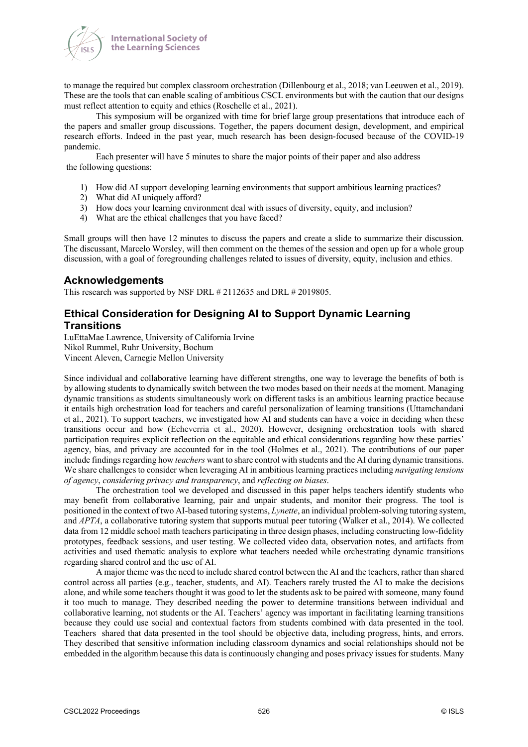to manage the required but complex classroom orchestration (Dillenbourg et al., 2018; van Leeuwen et al., 2019). These are the tools that can enable scaling of ambitious CSCL environments but with the caution that our designs must reflect attention to equity and ethics (Roschelle et al., 2021).

This symposium will be organized with time for brief large group presentations that introduce each of the papers and smaller group discussions. Together, the papers document design, development, and empirical research efforts. Indeed in the past year, much research has been design-focused because of the COVID-19 pandemic.

Each presenter will have 5 minutes to share the major points of their paper and also address the following questions:

1) How did AI support developing learning environments that support ambitious learning practices?
2) What did AI uniquely afford?
3) How does your learning environment deal with issues of diversity, equity, and inclusion?
4) What are the ethical challenges that you have faced?

Small groups will then have 12 minutes to discuss the papers and create a slide to summarize their discussion. The discussant, Marcelo Worsley, will then comment on the themes of the session and open up for a whole group discussion, with a goal of foregrounding challenges related to issues of diversity, equity, inclusion and ethics.

## Acknowledgements

This research was supported by NSF DRL # 2112635 and DRL # 2019805.

## Ethical Consideration for Designing AI to Support Dynamic Learning Transitions

LuEttaMae Lawrence, University of California Irvine
Nikol Rummel, Ruhr University, Bochum
Vincent Aleven, Carnegie Mellon University

Since individual and collaborative learning have different strengths, one way to leverage the benefits of both is by allowing students to dynamically switch between the two modes based on their needs at the moment. Managing dynamic transitions as students simultaneously work on different tasks is an ambitious learning practice because it entails high orchestration load for teachers and careful personalization of learning transitions (Uttamchandani et al., 2021). To support teachers, we investigated how AI and students can have a voice in deciding when these transitions occur and how (Echeverria et al., 2020). However, designing orchestration tools with shared participation requires explicit reflection on the equitable and ethical considerations regarding how these parties' agency, bias, and privacy are accounted for in the tool (Holmes et al., 2021). The contributions of our paper include findings regarding how *teachers* want to share control with students and the AI during dynamic transitions. We share challenges to consider when leveraging AI in ambitious learning practices including *navigating tensions of agency*, *considering privacy and transparency*, and *reflecting on biases*.

The orchestration tool we developed and discussed in this paper helps teachers identify students who may benefit from collaborative learning, pair and unpair students, and monitor their progress. The tool is positioned in the context of two AI-based tutoring systems, *Lynette*, an individual problem-solving tutoring system, and *APTA*, a collaborative tutoring system that supports mutual peer tutoring (Walker et al., 2014). We collected data from 12 middle school math teachers participating in three design phases, including constructing low-fidelity prototypes, feedback sessions, and user testing. We collected video data, observation notes, and artifacts from activities and used thematic analysis to explore what teachers needed while orchestrating dynamic transitions regarding shared control and the use of AI.

A major theme was the need to include shared control between the AI and the teachers, rather than shared control across all parties (e.g., teacher, students, and AI). Teachers rarely trusted the AI to make the decisions alone, and while some teachers thought it was good to let the students ask to be paired with someone, many found it too much to manage. They described needing the power to determine transitions between individual and collaborative learning, not students or the AI. Teachers' agency was important in facilitating learning transitions because they could use social and contextual factors from students combined with data presented in the tool. Teachers shared that data presented in the tool should be objective data, including progress, hints, and errors. They described that sensitive information including classroom dynamics and social relationships should not be embedded in the algorithm because this data is continuously changing and poses privacy issues for students. Many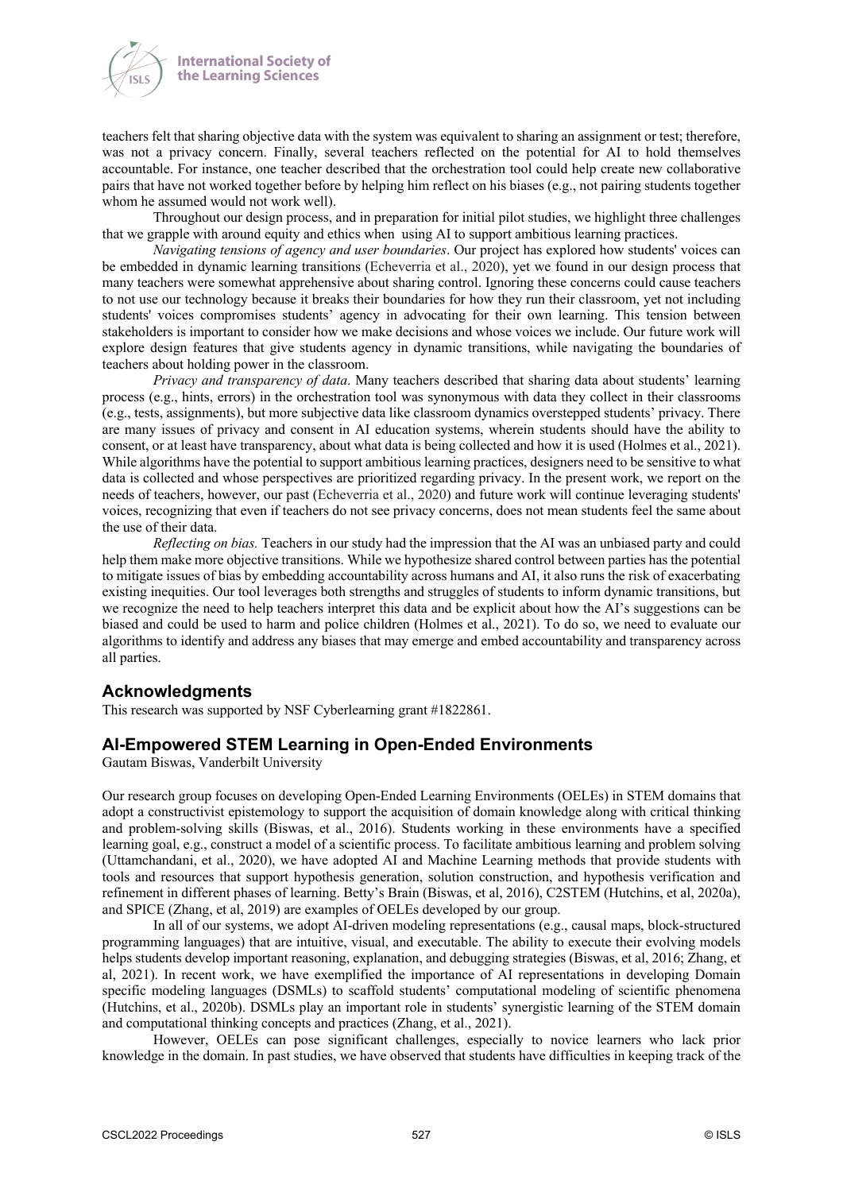teachers felt that sharing objective data with the system was equivalent to sharing an assignment or test; therefore, was not a privacy concern. Finally, several teachers reflected on the potential for AI to hold themselves accountable. For instance, one teacher described that the orchestration tool could help create new collaborative pairs that have not worked together before by helping him reflect on his biases (e.g., not pairing students together whom he assumed would not work well).

Throughout our design process, and in preparation for initial pilot studies, we highlight three challenges that we grapple with around equity and ethics when using AI to support ambitious learning practices.

*Navigating tensions of agency and user boundaries*. Our project has explored how students' voices can be embedded in dynamic learning transitions (Echeverria et al., 2020), yet we found in our design process that many teachers were somewhat apprehensive about sharing control. Ignoring these concerns could cause teachers to not use our technology because it breaks their boundaries for how they run their classroom, yet not including students' voices compromises students' agency in advocating for their own learning. This tension between stakeholders is important to consider how we make decisions and whose voices we include. Our future work will explore design features that give students agency in dynamic transitions, while navigating the boundaries of teachers about holding power in the classroom.

*Privacy and transparency of data*. Many teachers described that sharing data about students' learning process (e.g., hints, errors) in the orchestration tool was synonymous with data they collect in their classrooms (e.g., tests, assignments), but more subjective data like classroom dynamics overstepped students' privacy. There are many issues of privacy and consent in AI education systems, wherein students should have the ability to consent, or at least have transparency, about what data is being collected and how it is used (Holmes et al., 2021). While algorithms have the potential to support ambitious learning practices, designers need to be sensitive to what data is collected and whose perspectives are prioritized regarding privacy. In the present work, we report on the needs of teachers, however, our past (Echeverria et al., 2020) and future work will continue leveraging students' voices, recognizing that even if teachers do not see privacy concerns, does not mean students feel the same about the use of their data.

*Reflecting on bias.* Teachers in our study had the impression that the AI was an unbiased party and could help them make more objective transitions. While we hypothesize shared control between parties has the potential to mitigate issues of bias by embedding accountability across humans and AI, it also runs the risk of exacerbating existing inequities. Our tool leverages both strengths and struggles of students to inform dynamic transitions, but we recognize the need to help teachers interpret this data and be explicit about how the AI's suggestions can be biased and could be used to harm and police children (Holmes et al., 2021). To do so, we need to evaluate our algorithms to identify and address any biases that may emerge and embed accountability and transparency across all parties.

## Acknowledgments

This research was supported by NSF Cyberlearning grant #1822861.

## AI-Empowered STEM Learning in Open-Ended Environments

Gautam Biswas, Vanderbilt University

Our research group focuses on developing Open-Ended Learning Environments (OELEs) in STEM domains that adopt a constructivist epistemology to support the acquisition of domain knowledge along with critical thinking and problem-solving skills (Biswas, et al., 2016). Students working in these environments have a specified learning goal, e.g., construct a model of a scientific process. To facilitate ambitious learning and problem solving (Uttamchandani, et al., 2020), we have adopted AI and Machine Learning methods that provide students with tools and resources that support hypothesis generation, solution construction, and hypothesis verification and refinement in different phases of learning. Betty's Brain (Biswas, et al, 2016), C2STEM (Hutchins, et al, 2020a), and SPICE (Zhang, et al, 2019) are examples of OELEs developed by our group.

In all of our systems, we adopt AI-driven modeling representations (e.g., causal maps, block-structured programming languages) that are intuitive, visual, and executable. The ability to execute their evolving models helps students develop important reasoning, explanation, and debugging strategies (Biswas, et al, 2016; Zhang, et al, 2021). In recent work, we have exemplified the importance of AI representations in developing Domain specific modeling languages (DSMLs) to scaffold students' computational modeling of scientific phenomena (Hutchins, et al., 2020b). DSMLs play an important role in students' synergistic learning of the STEM domain and computational thinking concepts and practices (Zhang, et al., 2021).

However, OELEs can pose significant challenges, especially to novice learners who lack prior knowledge in the domain. In past studies, we have observed that students have difficulties in keeping track of the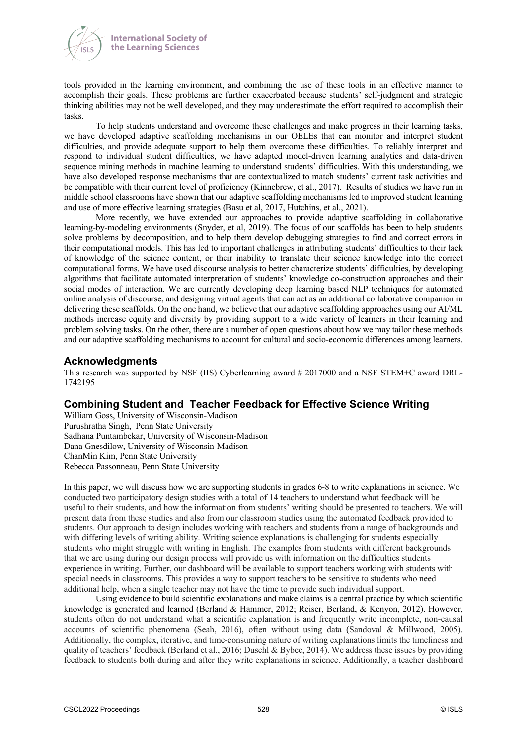tools provided in the learning environment, and combining the use of these tools in an effective manner to accomplish their goals. These problems are further exacerbated because students' self-judgment and strategic thinking abilities may not be well developed, and they may underestimate the effort required to accomplish their tasks.

To help students understand and overcome these challenges and make progress in their learning tasks, we have developed adaptive scaffolding mechanisms in our OELEs that can monitor and interpret student difficulties, and provide adequate support to help them overcome these difficulties. To reliably interpret and respond to individual student difficulties, we have adapted model-driven learning analytics and data-driven sequence mining methods in machine learning to understand students' difficulties. With this understanding, we have also developed response mechanisms that are contextualized to match students' current task activities and be compatible with their current level of proficiency (Kinnebrew, et al., 2017). Results of studies we have run in middle school classrooms have shown that our adaptive scaffolding mechanisms led to improved student learning and use of more effective learning strategies (Basu et al, 2017, Hutchins, et al., 2021).

More recently, we have extended our approaches to provide adaptive scaffolding in collaborative learning-by-modeling environments (Snyder, et al, 2019). The focus of our scaffolds has been to help students solve problems by decomposition, and to help them develop debugging strategies to find and correct errors in their computational models. This has led to important challenges in attributing students' difficulties to their lack of knowledge of the science content, or their inability to translate their science knowledge into the correct computational forms. We have used discourse analysis to better characterize students' difficulties, by developing algorithms that facilitate automated interpretation of students' knowledge co-construction approaches and their social modes of interaction. We are currently developing deep learning based NLP techniques for automated online analysis of discourse, and designing virtual agents that can act as an additional collaborative companion in delivering these scaffolds. On the one hand, we believe that our adaptive scaffolding approaches using our AI/ML methods increase equity and diversity by providing support to a wide variety of learners in their learning and problem solving tasks. On the other, there are a number of open questions about how we may tailor these methods and our adaptive scaffolding mechanisms to account for cultural and socio-economic differences among learners.

## Acknowledgments

This research was supported by NSF (IIS) Cyberlearning award # 2017000 and a NSF STEM+C award DRL-1742195

## Combining Student and Teacher Feedback for Effective Science Writing

William Goss, University of Wisconsin-Madison
Purushratha Singh, Penn State University
Sadhana Puntambekar, University of Wisconsin-Madison
Dana Gnesdilow, University of Wisconsin-Madison
ChanMin Kim, Penn State University
Rebecca Passonneau, Penn State University

In this paper, we will discuss how we are supporting students in grades 6-8 to write explanations in science. We conducted two participatory design studies with a total of 14 teachers to understand what feedback will be useful to their students, and how the information from students' writing should be presented to teachers. We will present data from these studies and also from our classroom studies using the automated feedback provided to students. Our approach to design includes working with teachers and students from a range of backgrounds and with differing levels of writing ability. Writing science explanations is challenging for students especially students who might struggle with writing in English. The examples from students with different backgrounds that we are using during our design process will provide us with information on the difficulties students experience in writing. Further, our dashboard will be available to support teachers working with students with special needs in classrooms. This provides a way to support teachers to be sensitive to students who need additional help, when a single teacher may not have the time to provide such individual support.

Using evidence to build scientific explanations and make claims is a central practice by which scientific knowledge is generated and learned (Berland & Hammer, 2012; Reiser, Berland, & Kenyon, 2012). However, students often do not understand what a scientific explanation is and frequently write incomplete, non-causal accounts of scientific phenomena (Seah, 2016), often without using data (Sandoval & Millwood, 2005). Additionally, the complex, iterative, and time-consuming nature of writing explanations limits the timeliness and quality of teachers' feedback (Berland et al., 2016; Duschl & Bybee, 2014). We address these issues by providing feedback to students both during and after they write explanations in science. Additionally, a teacher dashboard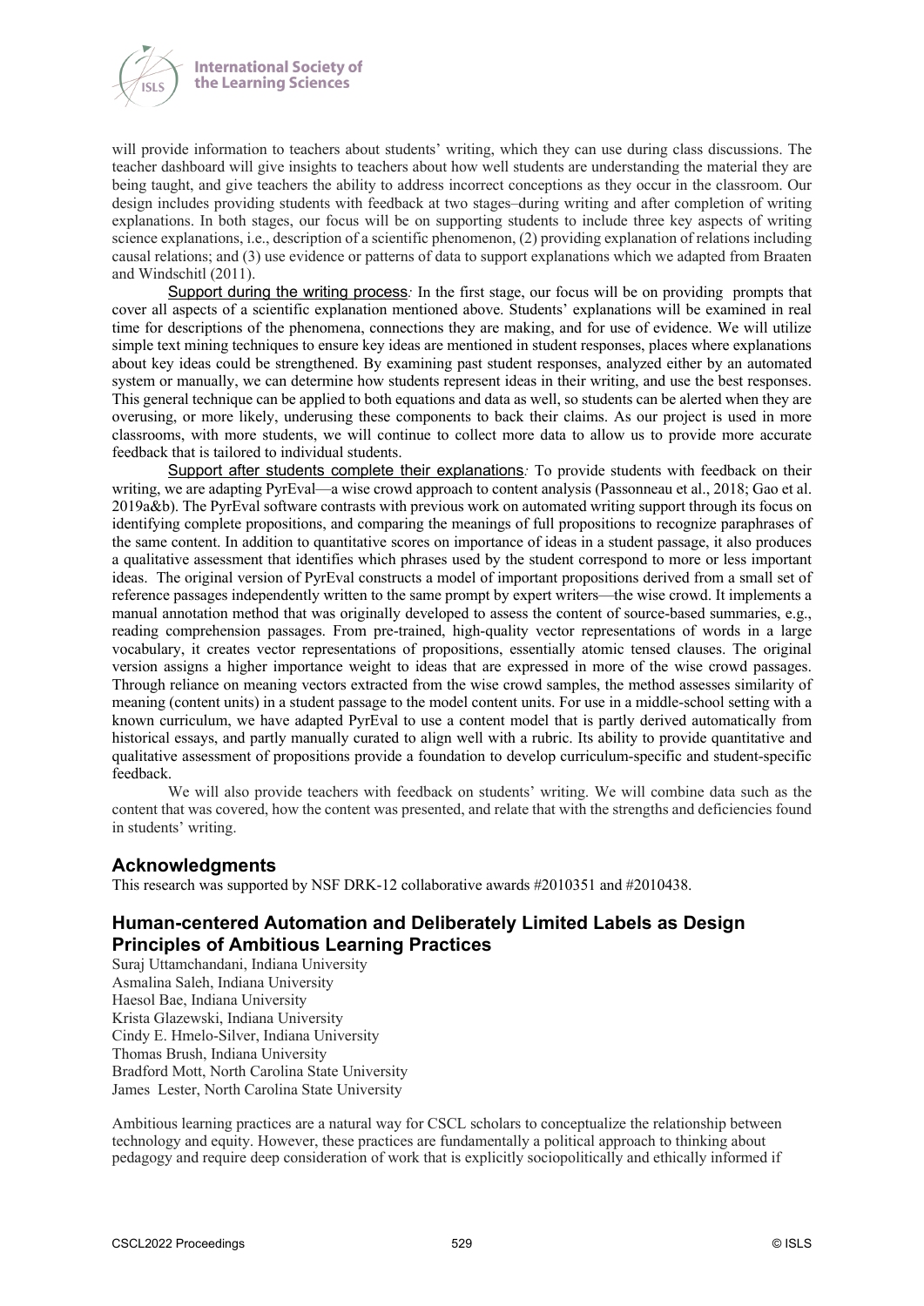will provide information to teachers about students' writing, which they can use during class discussions. The teacher dashboard will give insights to teachers about how well students are understanding the material they are being taught, and give teachers the ability to address incorrect conceptions as they occur in the classroom. Our design includes providing students with feedback at two stages–during writing and after completion of writing explanations. In both stages, our focus will be on supporting students to include three key aspects of writing science explanations, i.e., description of a scientific phenomenon, (2) providing explanation of relations including causal relations; and (3) use evidence or patterns of data to support explanations which we adapted from Braaten and Windschitl (2011).

Support during the writing process*:* In the first stage, our focus will be on providing prompts that cover all aspects of a scientific explanation mentioned above. Students' explanations will be examined in real time for descriptions of the phenomena, connections they are making, and for use of evidence. We will utilize simple text mining techniques to ensure key ideas are mentioned in student responses, places where explanations about key ideas could be strengthened. By examining past student responses, analyzed either by an automated system or manually, we can determine how students represent ideas in their writing, and use the best responses. This general technique can be applied to both equations and data as well, so students can be alerted when they are overusing, or more likely, underusing these components to back their claims. As our project is used in more classrooms, with more students, we will continue to collect more data to allow us to provide more accurate feedback that is tailored to individual students.

Support after students complete their explanations*:* To provide students with feedback on their writing, we are adapting PyrEval—a wise crowd approach to content analysis (Passonneau et al., 2018; Gao et al. 2019a&b). The PyrEval software contrasts with previous work on automated writing support through its focus on identifying complete propositions, and comparing the meanings of full propositions to recognize paraphrases of the same content. In addition to quantitative scores on importance of ideas in a student passage, it also produces a qualitative assessment that identifies which phrases used by the student correspond to more or less important ideas. The original version of PyrEval constructs a model of important propositions derived from a small set of reference passages independently written to the same prompt by expert writers—the wise crowd. It implements a manual annotation method that was originally developed to assess the content of source-based summaries, e.g., reading comprehension passages. From pre-trained, high-quality vector representations of words in a large vocabulary, it creates vector representations of propositions, essentially atomic tensed clauses. The original version assigns a higher importance weight to ideas that are expressed in more of the wise crowd passages. Through reliance on meaning vectors extracted from the wise crowd samples, the method assesses similarity of meaning (content units) in a student passage to the model content units. For use in a middle-school setting with a known curriculum, we have adapted PyrEval to use a content model that is partly derived automatically from historical essays, and partly manually curated to align well with a rubric. Its ability to provide quantitative and qualitative assessment of propositions provide a foundation to develop curriculum-specific and student-specific feedback.

We will also provide teachers with feedback on students' writing. We will combine data such as the content that was covered, how the content was presented, and relate that with the strengths and deficiencies found in students' writing.

## Acknowledgments

This research was supported by NSF DRK-12 collaborative awards #2010351 and #2010438.

## Human-centered Automation and Deliberately Limited Labels as Design Principles of Ambitious Learning Practices

Suraj Uttamchandani, Indiana University
Asmalina Saleh, Indiana University
Haesol Bae, Indiana University
Krista Glazewski, Indiana University
Cindy E. Hmelo-Silver, Indiana University
Thomas Brush, Indiana University
Bradford Mott, North Carolina State University
James Lester, North Carolina State University

Ambitious learning practices are a natural way for CSCL scholars to conceptualize the relationship between technology and equity. However, these practices are fundamentally a political approach to thinking about pedagogy and require deep consideration of work that is explicitly sociopolitically and ethically informed if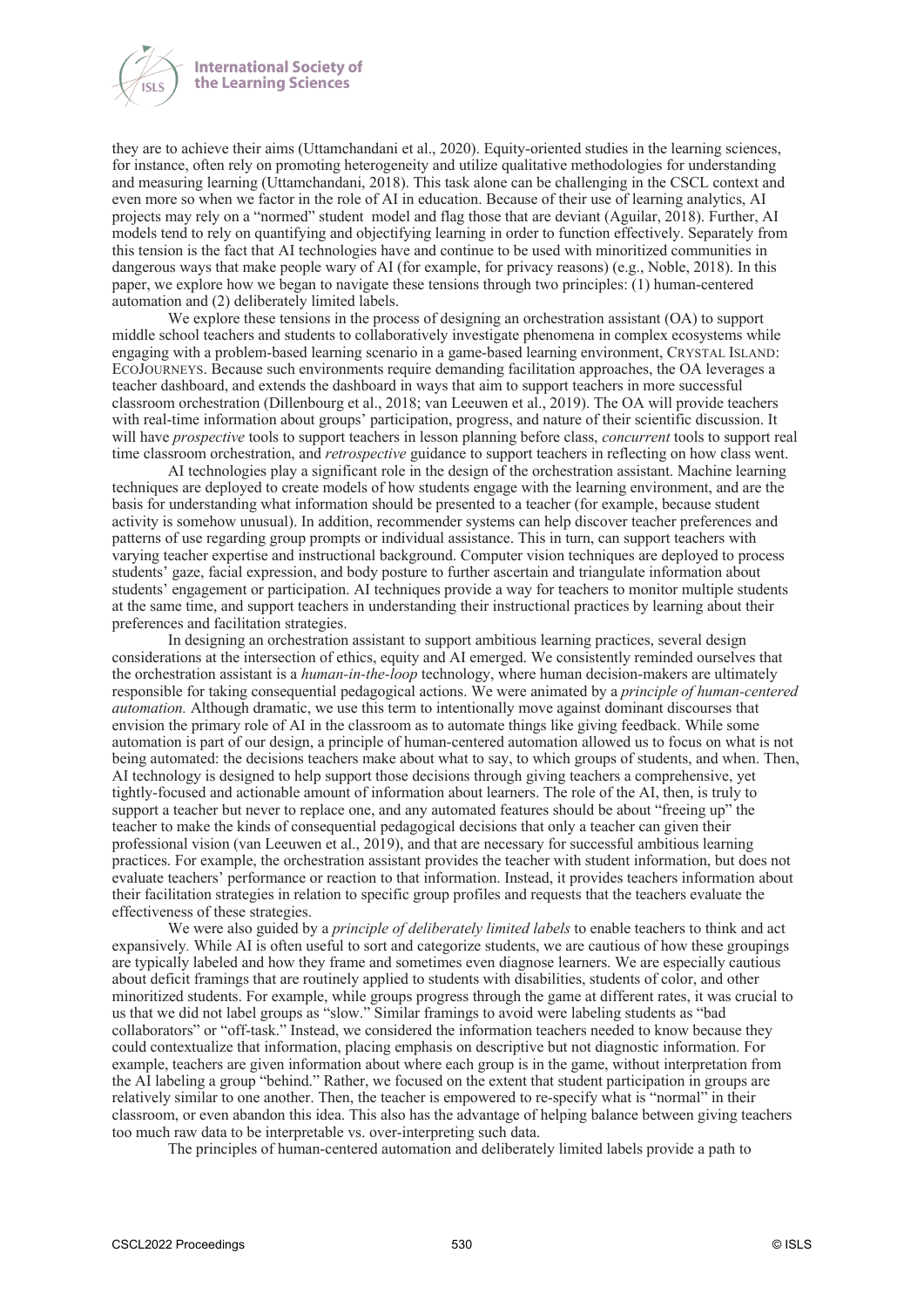they are to achieve their aims (Uttamchandani et al., 2020). Equity-oriented studies in the learning sciences, for instance, often rely on promoting heterogeneity and utilize qualitative methodologies for understanding and measuring learning (Uttamchandani, 2018). This task alone can be challenging in the CSCL context and even more so when we factor in the role of AI in education. Because of their use of learning analytics, AI projects may rely on a "normed" student model and flag those that are deviant (Aguilar, 2018). Further, AI models tend to rely on quantifying and objectifying learning in order to function effectively. Separately from this tension is the fact that AI technologies have and continue to be used with minoritized communities in dangerous ways that make people wary of AI (for example, for privacy reasons) (e.g., Noble, 2018). In this paper, we explore how we began to navigate these tensions through two principles: (1) human-centered automation and (2) deliberately limited labels.

We explore these tensions in the process of designing an orchestration assistant (OA) to support middle school teachers and students to collaboratively investigate phenomena in complex ecosystems while engaging with a problem-based learning scenario in a game-based learning environment, CRYSTAL ISLAND: ECOJOURNEYS. Because such environments require demanding facilitation approaches, the OA leverages a teacher dashboard, and extends the dashboard in ways that aim to support teachers in more successful classroom orchestration (Dillenbourg et al., 2018; van Leeuwen et al., 2019). The OA will provide teachers with real-time information about groups' participation, progress, and nature of their scientific discussion. It will have *prospective* tools to support teachers in lesson planning before class, *concurrent* tools to support real time classroom orchestration, and *retrospective* guidance to support teachers in reflecting on how class went.

AI technologies play a significant role in the design of the orchestration assistant. Machine learning techniques are deployed to create models of how students engage with the learning environment, and are the basis for understanding what information should be presented to a teacher (for example, because student activity is somehow unusual). In addition, recommender systems can help discover teacher preferences and patterns of use regarding group prompts or individual assistance. This in turn, can support teachers with varying teacher expertise and instructional background. Computer vision techniques are deployed to process students' gaze, facial expression, and body posture to further ascertain and triangulate information about students' engagement or participation. AI techniques provide a way for teachers to monitor multiple students at the same time, and support teachers in understanding their instructional practices by learning about their preferences and facilitation strategies.

In designing an orchestration assistant to support ambitious learning practices, several design considerations at the intersection of ethics, equity and AI emerged. We consistently reminded ourselves that the orchestration assistant is a *human-in-the-loop* technology, where human decision-makers are ultimately responsible for taking consequential pedagogical actions. We were animated by a *principle of human-centered automation.* Although dramatic, we use this term to intentionally move against dominant discourses that envision the primary role of AI in the classroom as to automate things like giving feedback. While some automation is part of our design, a principle of human-centered automation allowed us to focus on what is not being automated: the decisions teachers make about what to say, to which groups of students, and when. Then, AI technology is designed to help support those decisions through giving teachers a comprehensive, yet tightly-focused and actionable amount of information about learners. The role of the AI, then, is truly to support a teacher but never to replace one, and any automated features should be about "freeing up" the teacher to make the kinds of consequential pedagogical decisions that only a teacher can given their professional vision (van Leeuwen et al., 2019), and that are necessary for successful ambitious learning practices. For example, the orchestration assistant provides the teacher with student information, but does not evaluate teachers' performance or reaction to that information. Instead, it provides teachers information about their facilitation strategies in relation to specific group profiles and requests that the teachers evaluate the effectiveness of these strategies.

We were also guided by a *principle of deliberately limited labels* to enable teachers to think and act expansively. While AI is often useful to sort and categorize students, we are cautious of how these groupings are typically labeled and how they frame and sometimes even diagnose learners. We are especially cautious about deficit framings that are routinely applied to students with disabilities, students of color, and other minoritized students. For example, while groups progress through the game at different rates, it was crucial to us that we did not label groups as "slow." Similar framings to avoid were labeling students as "bad collaborators" or "off-task." Instead, we considered the information teachers needed to know because they could contextualize that information, placing emphasis on descriptive but not diagnostic information. For example, teachers are given information about where each group is in the game, without interpretation from the AI labeling a group "behind." Rather, we focused on the extent that student participation in groups are relatively similar to one another. Then, the teacher is empowered to re-specify what is "normal" in their classroom, or even abandon this idea. This also has the advantage of helping balance between giving teachers too much raw data to be interpretable vs. over-interpreting such data.

The principles of human-centered automation and deliberately limited labels provide a path to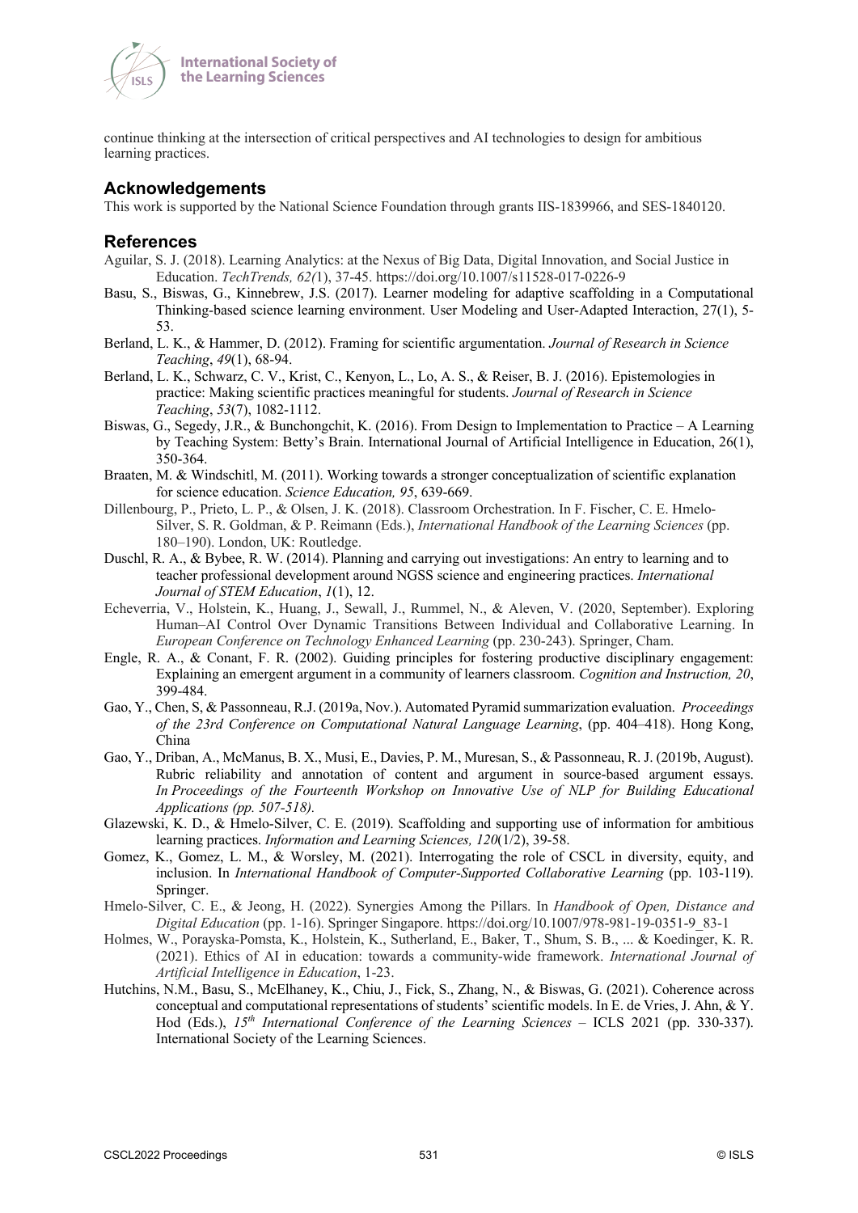continue thinking at the intersection of critical perspectives and AI technologies to design for ambitious learning practices.

## Acknowledgements

This work is supported by the National Science Foundation through grants IIS-1839966, and SES-1840120.

## References

Aguilar, S. J. (2018). Learning Analytics: at the Nexus of Big Data, Digital Innovation, and Social Justice in Education. *TechTrends, 62(*1), 37-45. https://doi.org/10.1007/s11528-017-0226-9

Basu, S., Biswas, G., Kinnebrew, J.S. (2017). Learner modeling for adaptive scaffolding in a Computational Thinking-based science learning environment. User Modeling and User-Adapted Interaction, 27(1), 5-53.

Berland, L. K., & Hammer, D. (2012). Framing for scientific argumentation. *Journal of Research in Science Teaching*, *49*(1), 68-94.

Berland, L. K., Schwarz, C. V., Krist, C., Kenyon, L., Lo, A. S., & Reiser, B. J. (2016). Epistemologies in practice: Making scientific practices meaningful for students. *Journal of Research in Science Teaching*, *53*(7), 1082-1112.

Biswas, G., Segedy, J.R., & Bunchongchit, K. (2016). From Design to Implementation to Practice – A Learning by Teaching System: Betty's Brain. International Journal of Artificial Intelligence in Education, 26(1), 350-364.

Braaten, M. & Windschitl, M. (2011). Working towards a stronger conceptualization of scientific explanation for science education. *Science Education, 95*, 639-669.

Dillenbourg, P., Prieto, L. P., & Olsen, J. K. (2018). Classroom Orchestration. In F. Fischer, C. E. Hmelo-Silver, S. R. Goldman, & P. Reimann (Eds.), *International Handbook of the Learning Sciences* (pp. 180–190). London, UK: Routledge.

Duschl, R. A., & Bybee, R. W. (2014). Planning and carrying out investigations: An entry to learning and to teacher professional development around NGSS science and engineering practices. *International Journal of STEM Education*, *1*(1), 12.

Echeverria, V., Holstein, K., Huang, J., Sewall, J., Rummel, N., & Aleven, V. (2020, September). Exploring Human–AI Control Over Dynamic Transitions Between Individual and Collaborative Learning. In *European Conference on Technology Enhanced Learning* (pp. 230-243). Springer, Cham.

Engle, R. A., & Conant, F. R. (2002). Guiding principles for fostering productive disciplinary engagement: Explaining an emergent argument in a community of learners classroom. *Cognition and Instruction, 20*, 399-484.

Gao, Y., Chen, S, & Passonneau, R.J. (2019a, Nov.). Automated Pyramid summarization evaluation. *Proceedings of the 23rd Conference on Computational Natural Language Learning*, (pp. 404–418). Hong Kong, China

Gao, Y., Driban, A., McManus, B. X., Musi, E., Davies, P. M., Muresan, S., & Passonneau, R. J. (2019b, August). Rubric reliability and annotation of content and argument in source-based argument essays. *In Proceedings of the Fourteenth Workshop on Innovative Use of NLP for Building Educational Applications (pp. 507-518).*

Glazewski, K. D., & Hmelo-Silver, C. E. (2019). Scaffolding and supporting use of information for ambitious learning practices. *Information and Learning Sciences, 120*(1/2), 39-58.

Gomez, K., Gomez, L. M., & Worsley, M. (2021). Interrogating the role of CSCL in diversity, equity, and inclusion. In *International Handbook of Computer-Supported Collaborative Learning* (pp. 103-119). Springer.

Hmelo-Silver, C. E., & Jeong, H. (2022). Synergies Among the Pillars. In *Handbook of Open, Distance and Digital Education* (pp. 1-16). Springer Singapore. https://doi.org/10.1007/978-981-19-0351-9_83-1

Holmes, W., Porayska-Pomsta, K., Holstein, K., Sutherland, E., Baker, T., Shum, S. B., ... & Koedinger, K. R. (2021). Ethics of AI in education: towards a community-wide framework. *International Journal of Artificial Intelligence in Education*, 1-23.

Hutchins, N.M., Basu, S., McElhaney, K., Chiu, J., Fick, S., Zhang, N., & Biswas, G. (2021). Coherence across conceptual and computational representations of students' scientific models. In E. de Vries, J. Ahn, & Y. Hod (Eds.), *15th International Conference of the Learning Sciences* – ICLS 2021 (pp. 330-337). International Society of the Learning Sciences.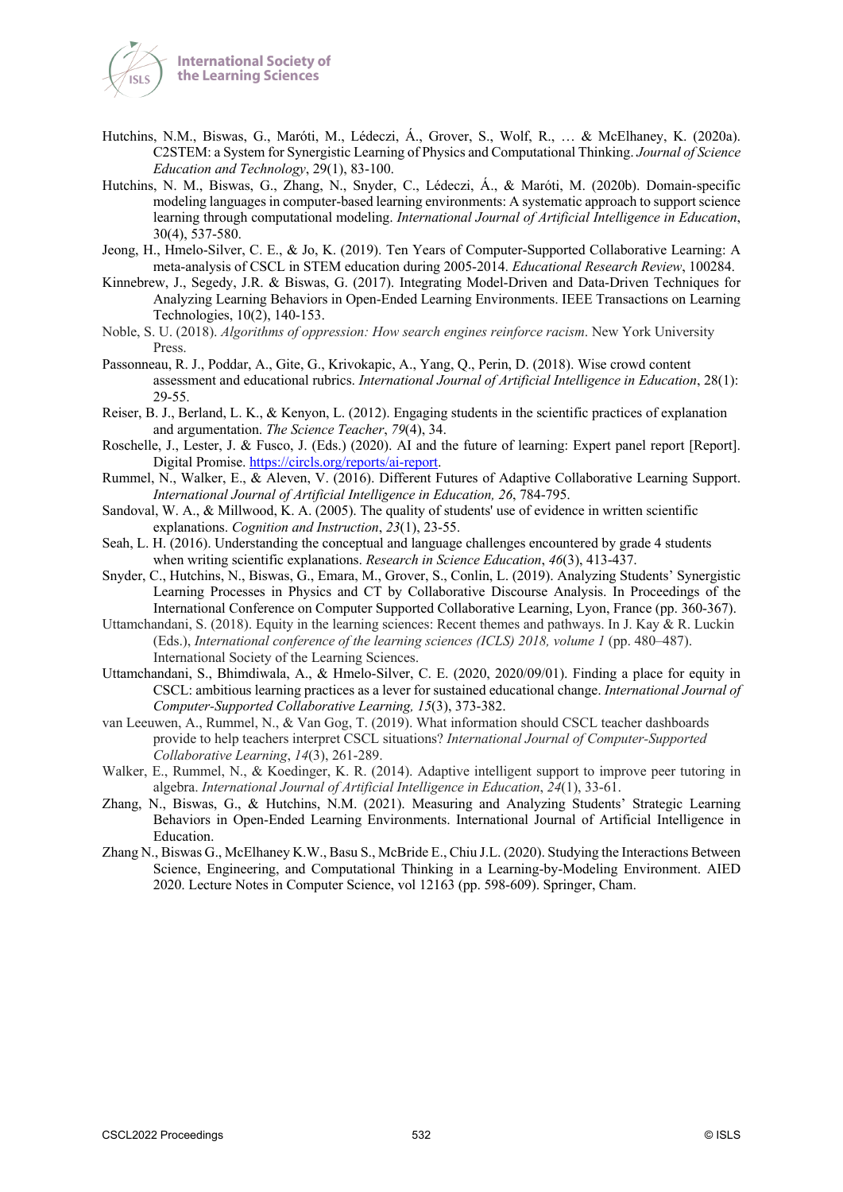Hutchins, N.M., Biswas, G., Maróti, M., Lédeczi, Á., Grover, S., Wolf, R., … & McElhaney, K. (2020a). C2STEM: a System for Synergistic Learning of Physics and Computational Thinking. *Journal of Science Education and Technology*, 29(1), 83-100.

Hutchins, N. M., Biswas, G., Zhang, N., Snyder, C., Lédeczi, Á., & Maróti, M. (2020b). Domain-specific modeling languages in computer-based learning environments: A systematic approach to support science learning through computational modeling. *International Journal of Artificial Intelligence in Education*, 30(4), 537-580.

Jeong, H., Hmelo-Silver, C. E., & Jo, K. (2019). Ten Years of Computer-Supported Collaborative Learning: A meta-analysis of CSCL in STEM education during 2005-2014. *Educational Research Review*, 100284.

Kinnebrew, J., Segedy, J.R. & Biswas, G. (2017). Integrating Model-Driven and Data-Driven Techniques for Analyzing Learning Behaviors in Open-Ended Learning Environments. IEEE Transactions on Learning Technologies, 10(2), 140-153.

Noble, S. U. (2018). *Algorithms of oppression: How search engines reinforce racism*. New York University Press.

Passonneau, R. J., Poddar, A., Gite, G., Krivokapic, A., Yang, Q., Perin, D. (2018). Wise crowd content assessment and educational rubrics. *International Journal of Artificial Intelligence in Education*, 28(1): 29-55.

Reiser, B. J., Berland, L. K., & Kenyon, L. (2012). Engaging students in the scientific practices of explanation and argumentation. *The Science Teacher*, *79*(4), 34.

Roschelle, J., Lester, J. & Fusco, J. (Eds.) (2020). AI and the future of learning: Expert panel report [Report]. Digital Promise. https://circls.org/reports/ai-report.

Rummel, N., Walker, E., & Aleven, V. (2016). Different Futures of Adaptive Collaborative Learning Support. *International Journal of Artificial Intelligence in Education, 26*, 784-795.

Sandoval, W. A., & Millwood, K. A. (2005). The quality of students' use of evidence in written scientific explanations. *Cognition and Instruction*, *23*(1), 23-55.

Seah, L. H. (2016). Understanding the conceptual and language challenges encountered by grade 4 students when writing scientific explanations. *Research in Science Education*, *46*(3), 413-437.

Snyder, C., Hutchins, N., Biswas, G., Emara, M., Grover, S., Conlin, L. (2019). Analyzing Students' Synergistic Learning Processes in Physics and CT by Collaborative Discourse Analysis. In Proceedings of the International Conference on Computer Supported Collaborative Learning, Lyon, France (pp. 360-367).

Uttamchandani, S. (2018). Equity in the learning sciences: Recent themes and pathways. In J. Kay & R. Luckin (Eds.), *International conference of the learning sciences (ICLS) 2018, volume 1* (pp. 480–487). International Society of the Learning Sciences.

Uttamchandani, S., Bhimdiwala, A., & Hmelo-Silver, C. E. (2020, 2020/09/01). Finding a place for equity in CSCL: ambitious learning practices as a lever for sustained educational change. *International Journal of Computer-Supported Collaborative Learning, 15*(3), 373-382.

van Leeuwen, A., Rummel, N., & Van Gog, T. (2019). What information should CSCL teacher dashboards provide to help teachers interpret CSCL situations? *International Journal of Computer-Supported Collaborative Learning*, *14*(3), 261-289.

Walker, E., Rummel, N., & Koedinger, K. R. (2014). Adaptive intelligent support to improve peer tutoring in algebra. *International Journal of Artificial Intelligence in Education*, *24*(1), 33-61.

Zhang, N., Biswas, G., & Hutchins, N.M. (2021). Measuring and Analyzing Students' Strategic Learning Behaviors in Open-Ended Learning Environments. International Journal of Artificial Intelligence in Education.

Zhang N., Biswas G., McElhaney K.W., Basu S., McBride E., Chiu J.L. (2020). Studying the Interactions Between Science, Engineering, and Computational Thinking in a Learning-by-Modeling Environment. AIED 2020. Lecture Notes in Computer Science, vol 12163 (pp. 598-609). Springer, Cham.